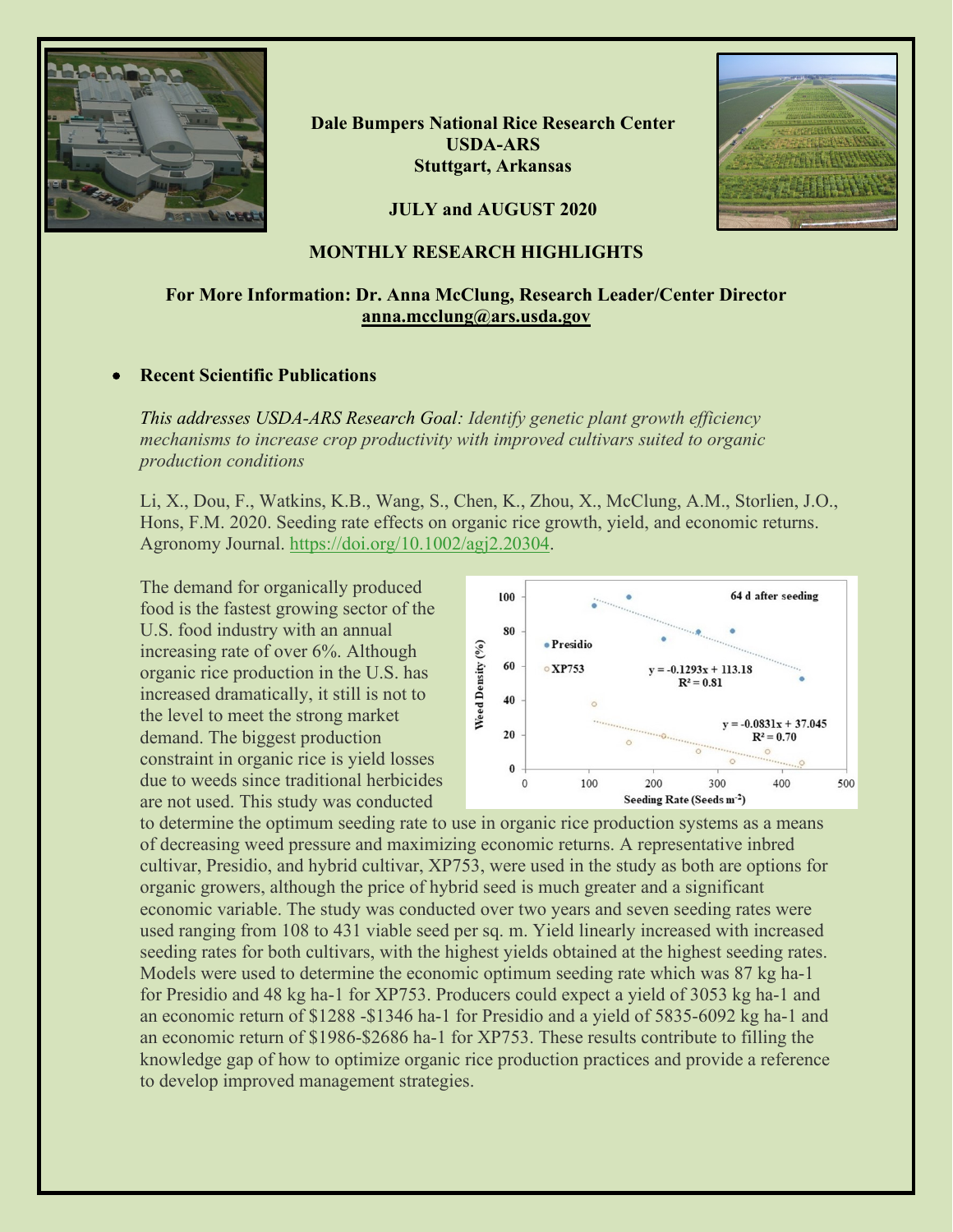**Dale Bumpers National Rice Research Center**
**USDA-ARS**
**Stuttgart, Arkansas**

**JULY and AUGUST 2020**

**MONTHLY RESEARCH HIGHLIGHTS**

**For More Information: Dr. Anna McClung, Research Leader/Center Director**
**anna.mcclung@ars.usda.gov**

- **Recent Scientific Publications**

*This addresses USDA-ARS Research Goal: Identify genetic plant growth efficiency mechanisms to increase crop productivity with improved cultivars suited to organic production conditions*

Li, X., Dou, F., Watkins, K.B., Wang, S., Chen, K., Zhou, X., McClung, A.M., Storlien, J.O., Hons, F.M. 2020. Seeding rate effects on organic rice growth, yield, and economic returns. Agronomy Journal. https://doi.org/10.1002/agj2.20304.

The demand for organically produced food is the fastest growing sector of the U.S. food industry with an annual increasing rate of over 6%. Although organic rice production in the U.S. has increased dramatically, it still is not to the level to meet the strong market demand. The biggest production constraint in organic rice is yield losses due to weeds since traditional herbicides are not used. This study was conducted to determine the optimum seeding rate to use in organic rice production systems as a means of decreasing weed pressure and maximizing economic returns. A representative inbred cultivar, Presidio, and hybrid cultivar, XP753, were used in the study as both are options for organic growers, although the price of hybrid seed is much greater and a significant economic variable. The study was conducted over two years and seven seeding rates were used ranging from 108 to 431 viable seed per sq. m. Yield linearly increased with increased seeding rates for both cultivars, with the highest yields obtained at the highest seeding rates. Models were used to determine the economic optimum seeding rate which was 87 kg ha-1 for Presidio and 48 kg ha-1 for XP753. Producers could expect a yield of 3053 kg ha-1 and an economic return of $1288 -$1346 ha-1 for Presidio and a yield of 5835-6092 kg ha-1 and an economic return of $1986-$2686 ha-1 for XP753. These results contribute to filling the knowledge gap of how to optimize organic rice production practices and provide a reference to develop improved management strategies.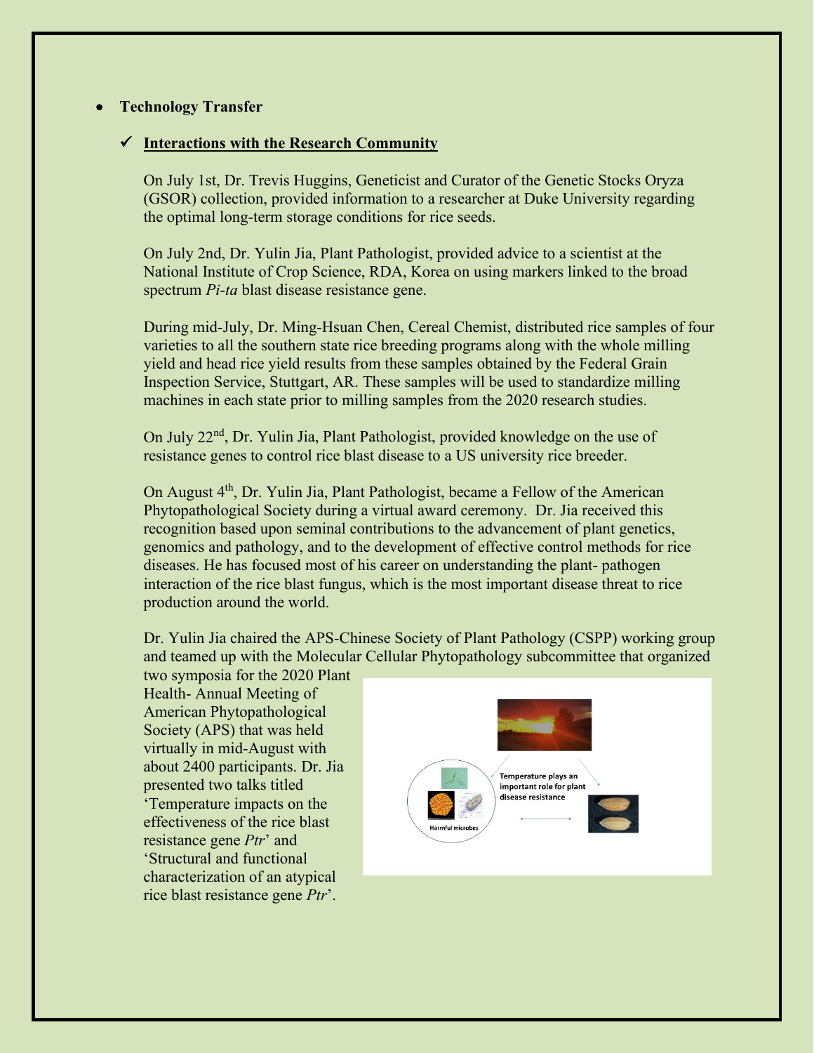- **Technology Transfer**

  - ✓ **Interactions with the Research Community**

On July 1st, Dr. Trevis Huggins, Geneticist and Curator of the Genetic Stocks Oryza (GSOR) collection, provided information to a researcher at Duke University regarding the optimal long-term storage conditions for rice seeds.

On July 2nd, Dr. Yulin Jia, Plant Pathologist, provided advice to a scientist at the National Institute of Crop Science, RDA, Korea on using markers linked to the broad spectrum *Pi-ta* blast disease resistance gene.

During mid-July, Dr. Ming-Hsuan Chen, Cereal Chemist, distributed rice samples of four varieties to all the southern state rice breeding programs along with the whole milling yield and head rice yield results from these samples obtained by the Federal Grain Inspection Service, Stuttgart, AR. These samples will be used to standardize milling machines in each state prior to milling samples from the 2020 research studies.

On July 22nd, Dr. Yulin Jia, Plant Pathologist, provided knowledge on the use of resistance genes to control rice blast disease to a US university rice breeder.

On August 4th, Dr. Yulin Jia, Plant Pathologist, became a Fellow of the American Phytopathological Society during a virtual award ceremony. Dr. Jia received this recognition based upon seminal contributions to the advancement of plant genetics, genomics and pathology, and to the development of effective control methods for rice diseases. He has focused most of his career on understanding the plant- pathogen interaction of the rice blast fungus, which is the most important disease threat to rice production around the world.

Dr. Yulin Jia chaired the APS-Chinese Society of Plant Pathology (CSPP) working group and teamed up with the Molecular Cellular Phytopathology subcommittee that organized two symposia for the 2020 Plant Health- Annual Meeting of American Phytopathological Society (APS) that was held virtually in mid-August with about 2400 participants. Dr. Jia presented two talks titled 'Temperature impacts on the effectiveness of the rice blast resistance gene *Ptr*' and 'Structural and functional characterization of an atypical rice blast resistance gene *Ptr*'.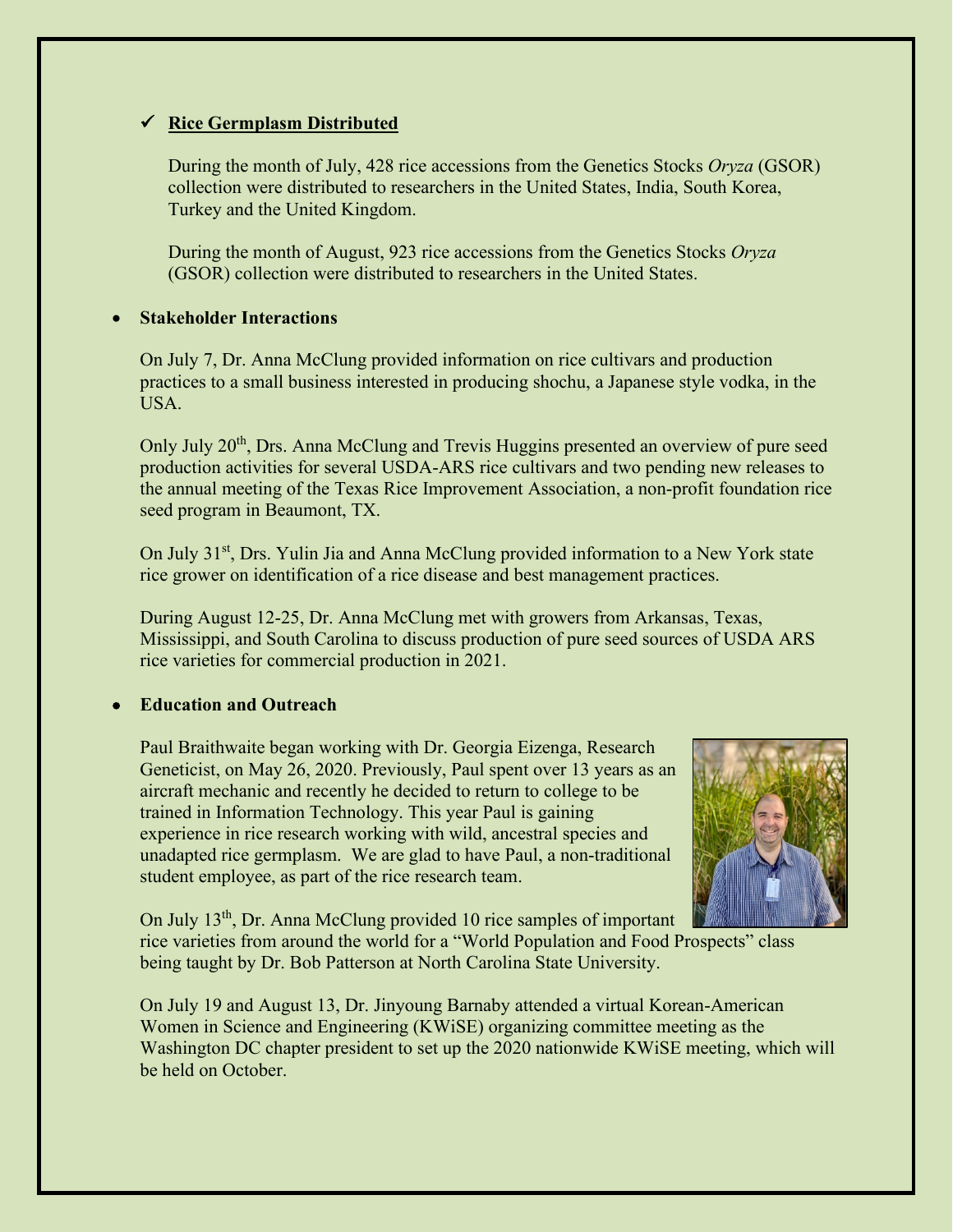✓ **Rice Germplasm Distributed**

During the month of July, 428 rice accessions from the Genetics Stocks *Oryza* (GSOR) collection were distributed to researchers in the United States, India, South Korea, Turkey and the United Kingdom.

During the month of August, 923 rice accessions from the Genetics Stocks *Oryza* (GSOR) collection were distributed to researchers in the United States.

- **Stakeholder Interactions**

On July 7, Dr. Anna McClung provided information on rice cultivars and production practices to a small business interested in producing shochu, a Japanese style vodka, in the USA.

Only July 20th, Drs. Anna McClung and Trevis Huggins presented an overview of pure seed production activities for several USDA-ARS rice cultivars and two pending new releases to the annual meeting of the Texas Rice Improvement Association, a non-profit foundation rice seed program in Beaumont, TX.

On July 31st, Drs. Yulin Jia and Anna McClung provided information to a New York state rice grower on identification of a rice disease and best management practices.

During August 12-25, Dr. Anna McClung met with growers from Arkansas, Texas, Mississippi, and South Carolina to discuss production of pure seed sources of USDA ARS rice varieties for commercial production in 2021.

- **Education and Outreach**

Paul Braithwaite began working with Dr. Georgia Eizenga, Research Geneticist, on May 26, 2020. Previously, Paul spent over 13 years as an aircraft mechanic and recently he decided to return to college to be trained in Information Technology. This year Paul is gaining experience in rice research working with wild, ancestral species and unadapted rice germplasm. We are glad to have Paul, a non-traditional student employee, as part of the rice research team.

On July 13th, Dr. Anna McClung provided 10 rice samples of important rice varieties from around the world for a "World Population and Food Prospects" class being taught by Dr. Bob Patterson at North Carolina State University.

On July 19 and August 13, Dr. Jinyoung Barnaby attended a virtual Korean-American Women in Science and Engineering (KWiSE) organizing committee meeting as the Washington DC chapter president to set up the 2020 nationwide KWiSE meeting, which will be held on October.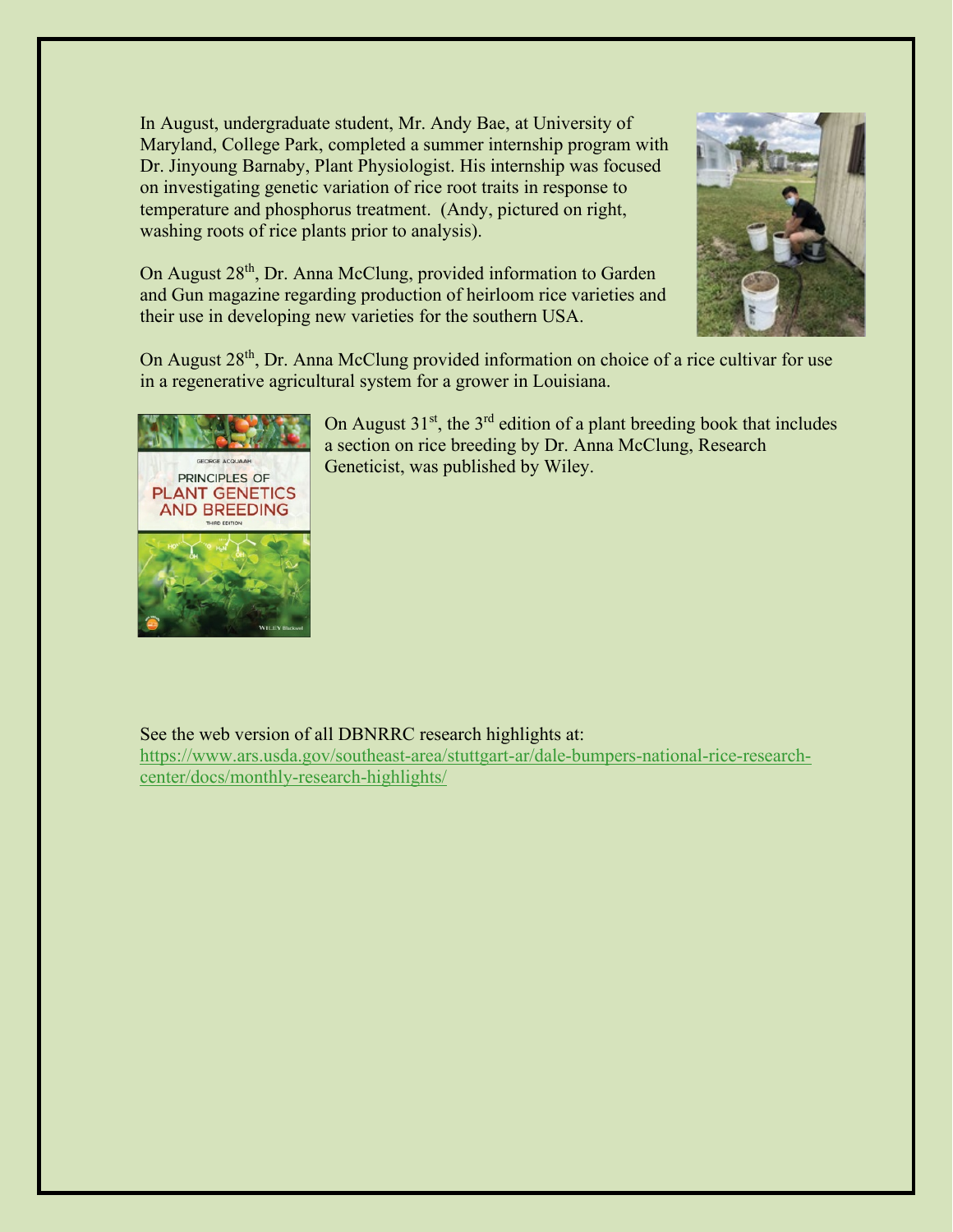In August, undergraduate student, Mr. Andy Bae, at University of Maryland, College Park, completed a summer internship program with Dr. Jinyoung Barnaby, Plant Physiologist. His internship was focused on investigating genetic variation of rice root traits in response to temperature and phosphorus treatment. (Andy, pictured on right, washing roots of rice plants prior to analysis).

On August 28th, Dr. Anna McClung, provided information to Garden and Gun magazine regarding production of heirloom rice varieties and their use in developing new varieties for the southern USA.

On August 28th, Dr. Anna McClung provided information on choice of a rice cultivar for use in a regenerative agricultural system for a grower in Louisiana.

On August 31st, the 3rd edition of a plant breeding book that includes a section on rice breeding by Dr. Anna McClung, Research Geneticist, was published by Wiley.

See the web version of all DBNRRC research highlights at:
[https://www.ars.usda.gov/southeast-area/stuttgart-ar/dale-bumpers-national-rice-research-center/docs/monthly-research-highlights/](https://www.ars.usda.gov/southeast-area/stuttgart-ar/dale-bumpers-national-rice-research-center/docs/monthly-research-highlights/)